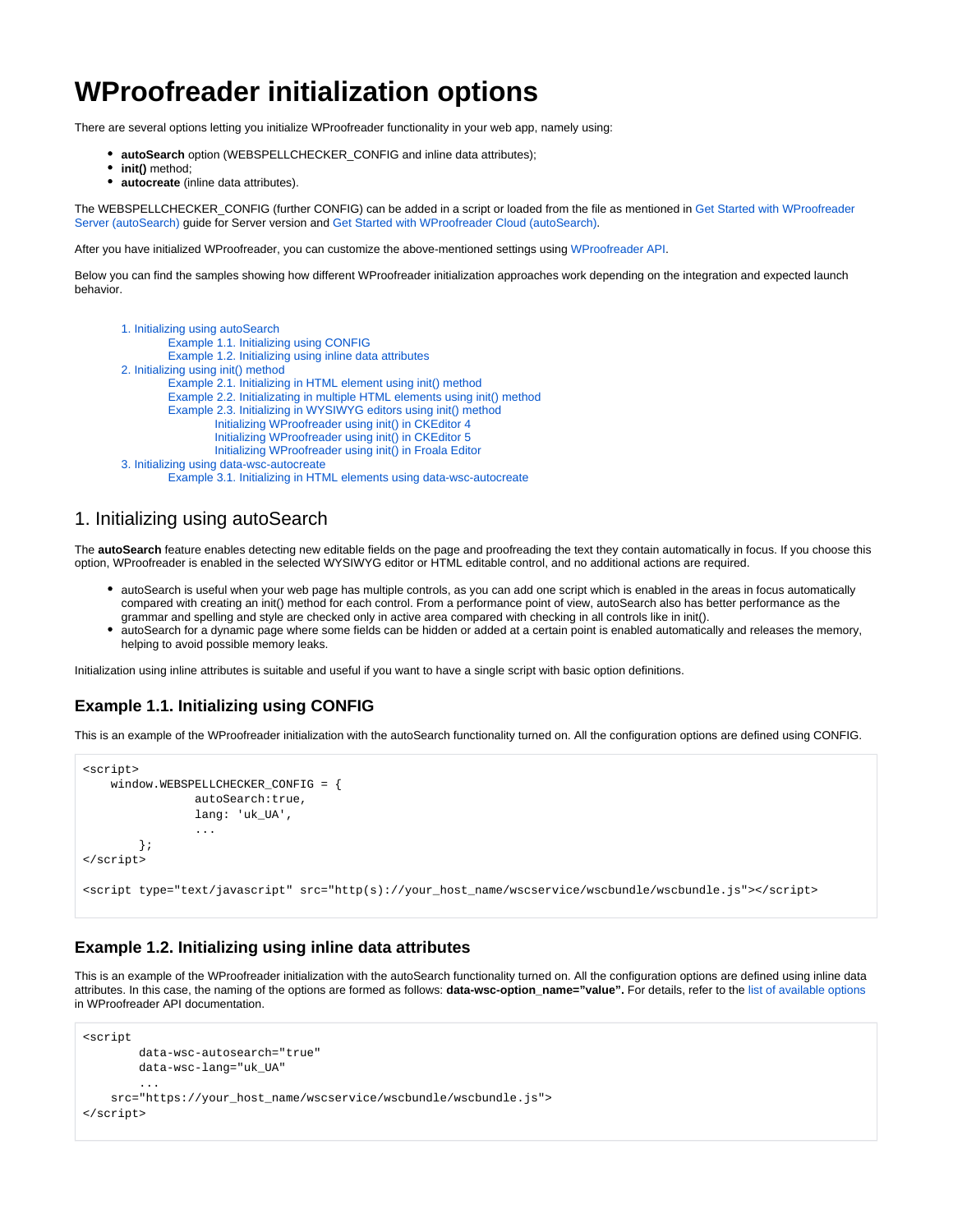# WProofreader initialization options

There are several options letting you initialize WProofreader functionality in your web app, namely using:

- **autoSearch** option (WEBSPELLCHECKER_CONFIG and inline data attributes);
- **init()** method;
- **autocreate** (inline data attributes).

The WEBSPELLCHECKER_CONFIG (further CONFIG) can be added in a script or loaded from the file as mentioned in Get Started with WProofreader Server (autoSearch) guide for Server version and Get Started with WProofreader Cloud (autoSearch).

After you have initialized WProofreader, you can customize the above-mentioned settings using WProofreader API.

Below you can find the samples showing how different WProofreader initialization approaches work depending on the integration and expected launch behavior.

- 1. Initializing using autoSearch
  - Example 1.1. Initializing using CONFIG
  - Example 1.2. Initializing using inline data attributes
- 2. Initializing using init() method
  - Example 2.1. Initializing in HTML element using init() method
  - Example 2.2. Initializating in multiple HTML elements using init() method
  - Example 2.3. Initializing in WYSIWYG editors using init() method
    - Initializing WProofreader using init() in CKEditor 4
    - Initializing WProofreader using init() in CKEditor 5
    - Initializing WProofreader using init() in Froala Editor
- 3. Initializing using data-wsc-autocreate
  - Example 3.1. Initializing in HTML elements using data-wsc-autocreate

## 1. Initializing using autoSearch

The **autoSearch** feature enables detecting new editable fields on the page and proofreading the text they contain automatically in focus. If you choose this option, WProofreader is enabled in the selected WYSIWYG editor or HTML editable control, and no additional actions are required.

- autoSearch is useful when your web page has multiple controls, as you can add one script which is enabled in the areas in focus automatically compared with creating an init() method for each control. From a performance point of view, autoSearch also has better performance as the grammar and spelling and style are checked only in active area compared with checking in all controls like in init().
- autoSearch for a dynamic page where some fields can be hidden or added at a certain point is enabled automatically and releases the memory, helping to avoid possible memory leaks.

Initialization using inline attributes is suitable and useful if you want to have a single script with basic option definitions.

### Example 1.1. Initializing using CONFIG

This is an example of the WProofreader initialization with the autoSearch functionality turned on. All the configuration options are defined using CONFIG.

```
<script>
    window.WEBSPELLCHECKER_CONFIG = {
                autoSearch:true,
                lang: 'uk_UA',
                ...
        };
</script>

<script type="text/javascript" src="http(s)://your_host_name/wscservice/wscbundle/wscbundle.js"></script>
```

### Example 1.2. Initializing using inline data attributes

This is an example of the WProofreader initialization with the autoSearch functionality turned on. All the configuration options are defined using inline data attributes. In this case, the naming of the options are formed as follows: **data-wsc-option_name="value".** For details, refer to the list of available options in WProofreader API documentation.

```
<script
        data-wsc-autosearch="true"
        data-wsc-lang="uk_UA"
        ...
    src="https://your_host_name/wscservice/wscbundle/wscbundle.js">
</script>
```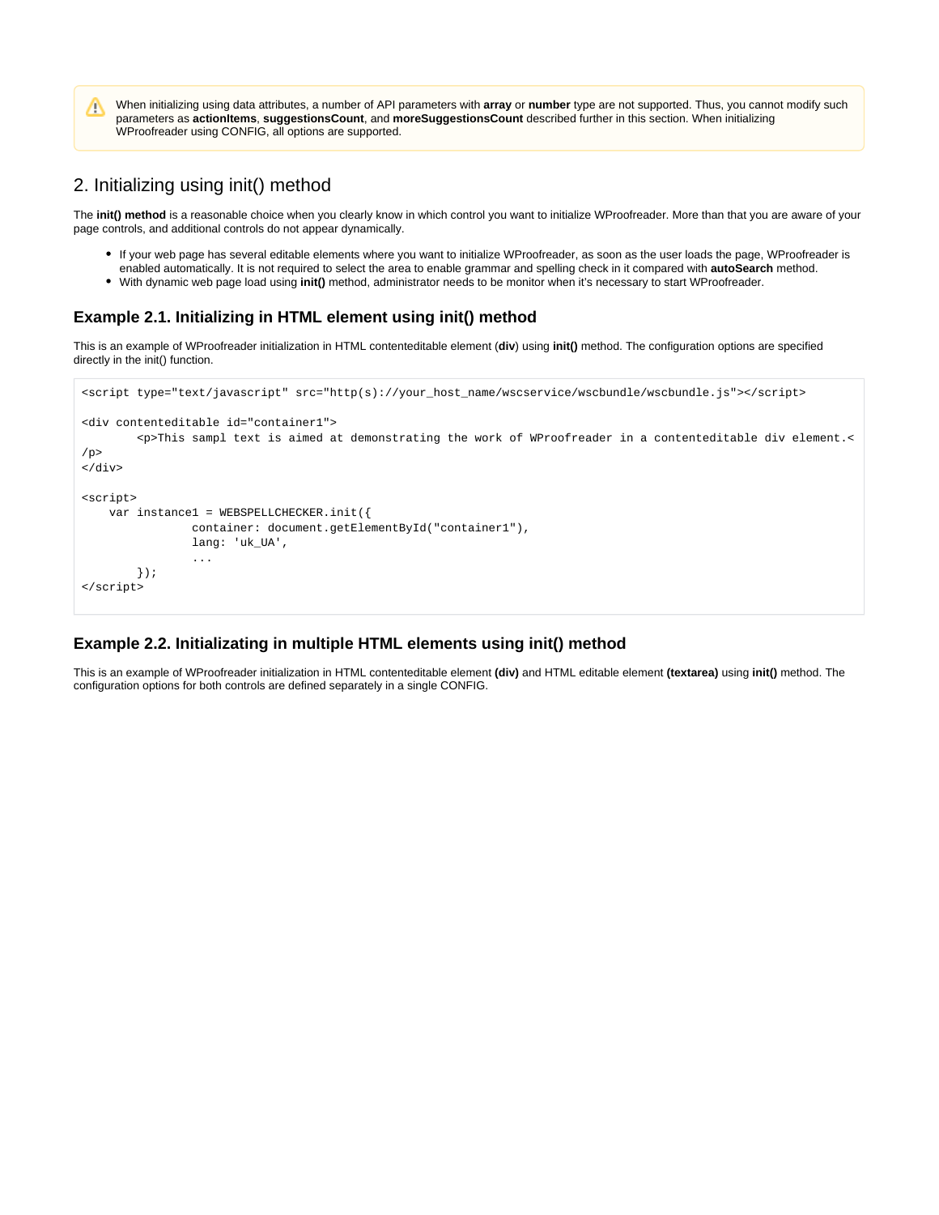> ⚠ When initializing using data attributes, a number of API parameters with **array** or **number** type are not supported. Thus, you cannot modify such parameters as **actionItems**, **suggestionsCount**, and **moreSuggestionsCount** described further in this section. When initializing WProofreader using CONFIG, all options are supported.

## 2. Initializing using init() method

The **init() method** is a reasonable choice when you clearly know in which control you want to initialize WProofreader. More than that you are aware of your page controls, and additional controls do not appear dynamically.

- If your web page has several editable elements where you want to initialize WProofreader, as soon as the user loads the page, WProofreader is enabled automatically. It is not required to select the area to enable grammar and spelling check in it compared with **autoSearch** method.
- With dynamic web page load using **init()** method, administrator needs to be monitor when it's necessary to start WProofreader.

### Example 2.1. Initializing in HTML element using init() method

This is an example of WProofreader initialization in HTML contenteditable element (**div**) using **init()** method. The configuration options are specified directly in the init() function.

```
<script type="text/javascript" src="http(s)://your_host_name/wscservice/wscbundle/wscbundle.js"></script>

<div contenteditable id="container1">
        <p>This sampl text is aimed at demonstrating the work of WProofreader in a contenteditable div element.<
/p>
</div>

<script>
    var instance1 = WEBSPELLCHECKER.init({
                container: document.getElementById("container1"),
                lang: 'uk_UA',
                ...
        });
</script>
```

### Example 2.2. Initializating in multiple HTML elements using init() method

This is an example of WProofreader initialization in HTML contenteditable element **(div)** and HTML editable element **(textarea)** using **init()** method. The configuration options for both controls are defined separately in a single CONFIG.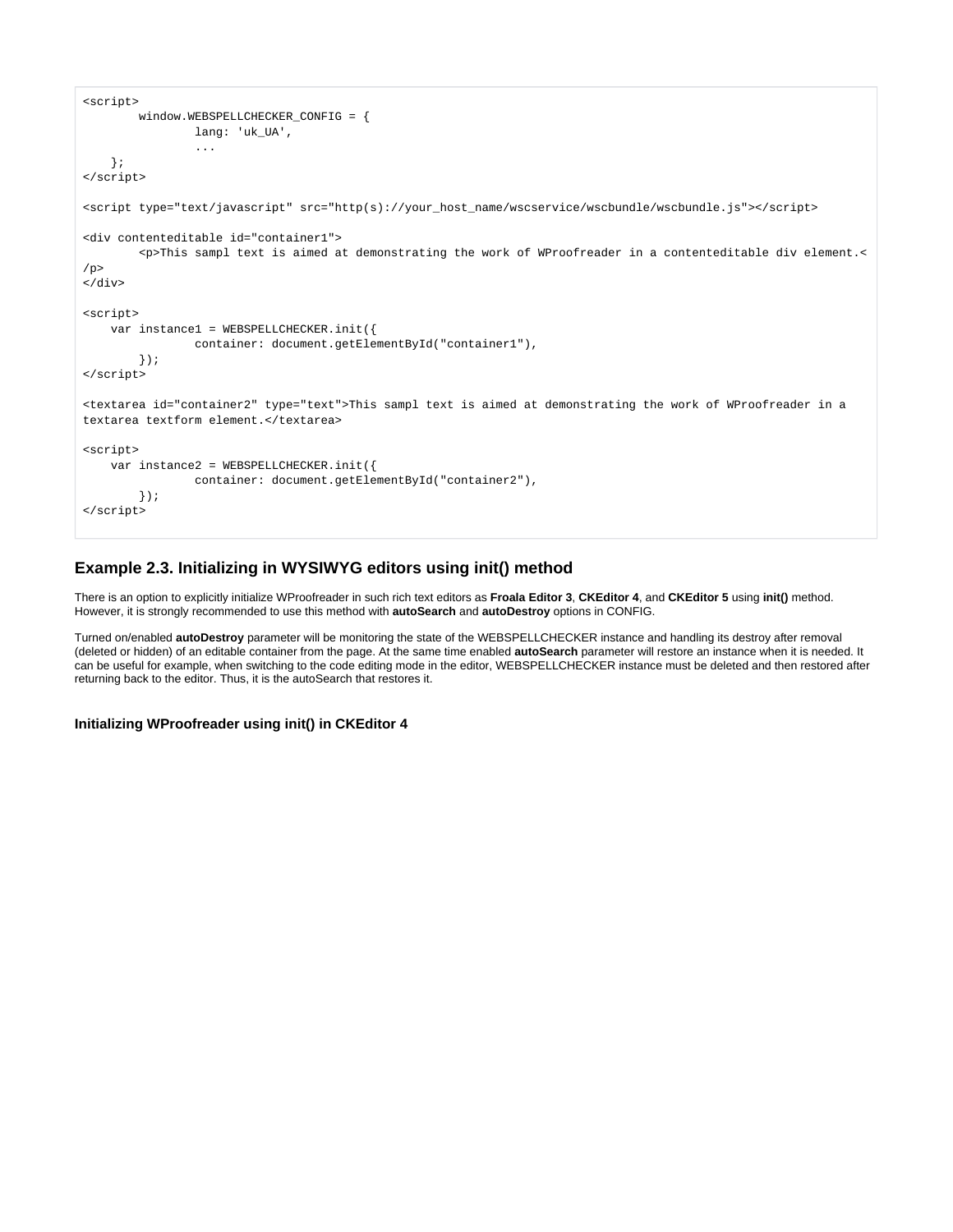```
<script>
        window.WEBSPELLCHECKER_CONFIG = {
                lang: 'uk_UA',
                ...
    };
</script>

<script type="text/javascript" src="http(s)://your_host_name/wscservice/wscbundle/wscbundle.js"></script>

<div contenteditable id="container1">
        <p>This sampl text is aimed at demonstrating the work of WProofreader in a contenteditable div element.<
/p>
</div>

<script>
    var instance1 = WEBSPELLCHECKER.init({
                container: document.getElementById("container1"),
        });
</script>

<textarea id="container2" type="text">This sampl text is aimed at demonstrating the work of WProofreader in a
textarea textform element.</textarea>

<script>
    var instance2 = WEBSPELLCHECKER.init({
                container: document.getElementById("container2"),
        });
</script>
```

### Example 2.3. Initializing in WYSIWYG editors using init() method

There is an option to explicitly initialize WProofreader in such rich text editors as **Froala Editor 3**, **CKEditor 4**, and **CKEditor 5** using **init()** method. However, it is strongly recommended to use this method with **autoSearch** and **autoDestroy** options in CONFIG.

Turned on/enabled **autoDestroy** parameter will be monitoring the state of the WEBSPELLCHECKER instance and handling its destroy after removal (deleted or hidden) of an editable container from the page. At the same time enabled **autoSearch** parameter will restore an instance when it is needed. It can be useful for example, when switching to the code editing mode in the editor, WEBSPELLCHECKER instance must be deleted and then restored after returning back to the editor. Thus, it is the autoSearch that restores it.

#### Initializing WProofreader using init() in CKEditor 4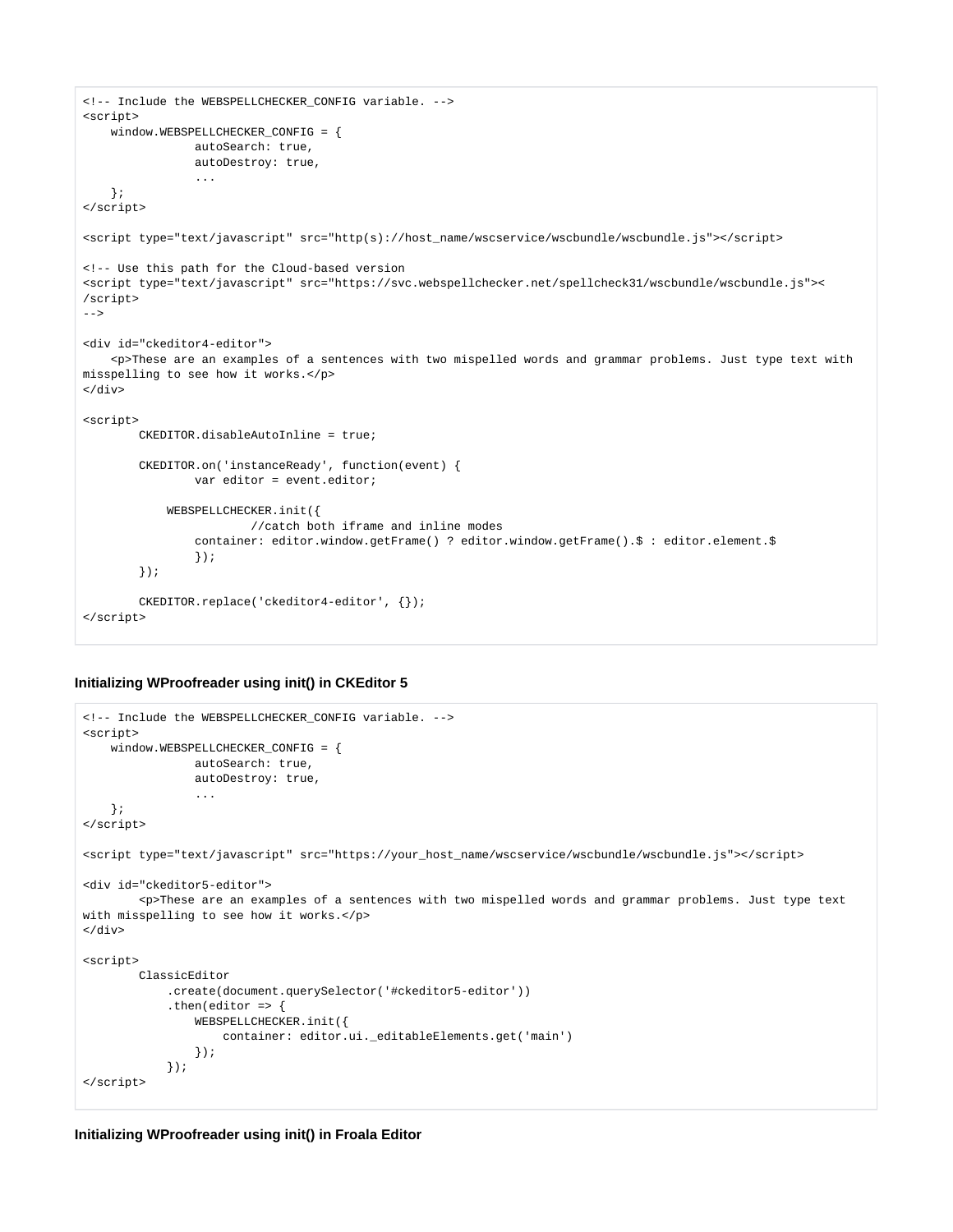```
<!-- Include the WEBSPELLCHECKER_CONFIG variable. -->
<script>
    window.WEBSPELLCHECKER_CONFIG = {
                autoSearch: true,
                autoDestroy: true,
                ...
    };
</script>

<script type="text/javascript" src="http(s)://host_name/wscservice/wscbundle/wscbundle.js"></script>

<!-- Use this path for the Cloud-based version
<script type="text/javascript" src="https://svc.webspellchecker.net/spellcheck31/wscbundle/wscbundle.js"><
/script>
-->

<div id="ckeditor4-editor">
    <p>These are an examples of a sentences with two mispelled words and grammar problems. Just type text with
misspelling to see how it works.</p>
</div>

<script>
        CKEDITOR.disableAutoInline = true;

        CKEDITOR.on('instanceReady', function(event) {
                var editor = event.editor;

            WEBSPELLCHECKER.init({
                        //catch both iframe and inline modes
                container: editor.window.getFrame() ? editor.window.getFrame().$ : editor.element.$
                });
        });

        CKEDITOR.replace('ckeditor4-editor', {});
</script>
```

#### Initializing WProofreader using init() in CKEditor 5

```
<!-- Include the WEBSPELLCHECKER_CONFIG variable. -->
<script>
    window.WEBSPELLCHECKER_CONFIG = {
                autoSearch: true,
                autoDestroy: true,
                ...
    };
</script>

<script type="text/javascript" src="https://your_host_name/wscservice/wscbundle/wscbundle.js"></script>

<div id="ckeditor5-editor">
        <p>These are an examples of a sentences with two mispelled words and grammar problems. Just type text
with misspelling to see how it works.</p>
</div>

<script>
        ClassicEditor
            .create(document.querySelector('#ckeditor5-editor'))
            .then(editor => {
                WEBSPELLCHECKER.init({
                    container: editor.ui._editableElements.get('main')
                });
            });
</script>
```

#### Initializing WProofreader using init() in Froala Editor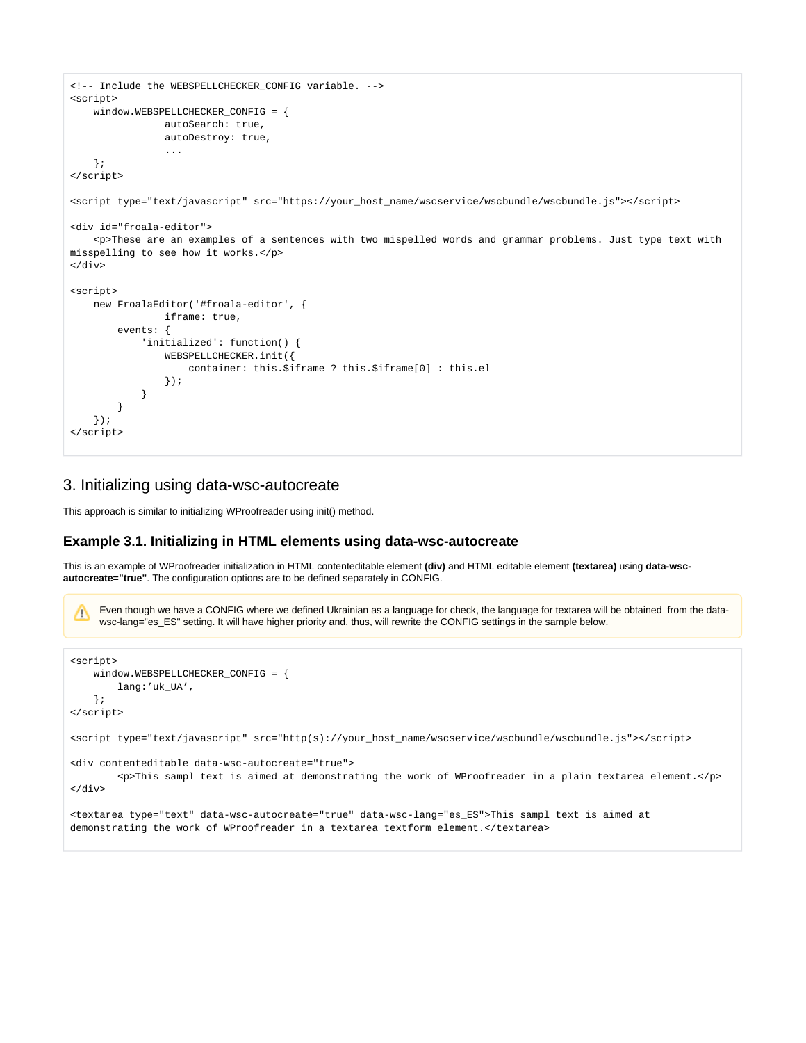```
<!-- Include the WEBSPELLCHECKER_CONFIG variable. -->
<script>
    window.WEBSPELLCHECKER_CONFIG = {
                autoSearch: true,
                autoDestroy: true,
                ...
    };
</script>

<script type="text/javascript" src="https://your_host_name/wscservice/wscbundle/wscbundle.js"></script>

<div id="froala-editor">
    <p>These are an examples of a sentences with two mispelled words and grammar problems. Just type text with
misspelling to see how it works.</p>
</div>

<script>
    new FroalaEditor('#froala-editor', {
                iframe: true,
        events: {
            'initialized': function() {
                WEBSPELLCHECKER.init({
                    container: this.$iframe ? this.$iframe[0] : this.el
                });
            }
        }
    });
</script>
```

## 3. Initializing using data-wsc-autocreate

This approach is similar to initializing WProofreader using init() method.

### Example 3.1. Initializing in HTML elements using data-wsc-autocreate

This is an example of WProofreader initialization in HTML contenteditable element **(div)** and HTML editable element **(textarea)** using **data-wsc-autocreate="true"**. The configuration options are to be defined separately in CONFIG.

> Even though we have a CONFIG where we defined Ukrainian as a language for check, the language for textarea will be obtained from the data-wsc-lang="es_ES" setting. It will have higher priority and, thus, will rewrite the CONFIG settings in the sample below.

```
<script>
    window.WEBSPELLCHECKER_CONFIG = {
        lang:'uk_UA',
    };
</script>

<script type="text/javascript" src="http(s)://your_host_name/wscservice/wscbundle/wscbundle.js"></script>

<div contenteditable data-wsc-autocreate="true">
        <p>This sampl text is aimed at demonstrating the work of WProofreader in a plain textarea element.</p>
</div>

<textarea type="text" data-wsc-autocreate="true" data-wsc-lang="es_ES">This sampl text is aimed at
demonstrating the work of WProofreader in a textarea textform element.</textarea>
```